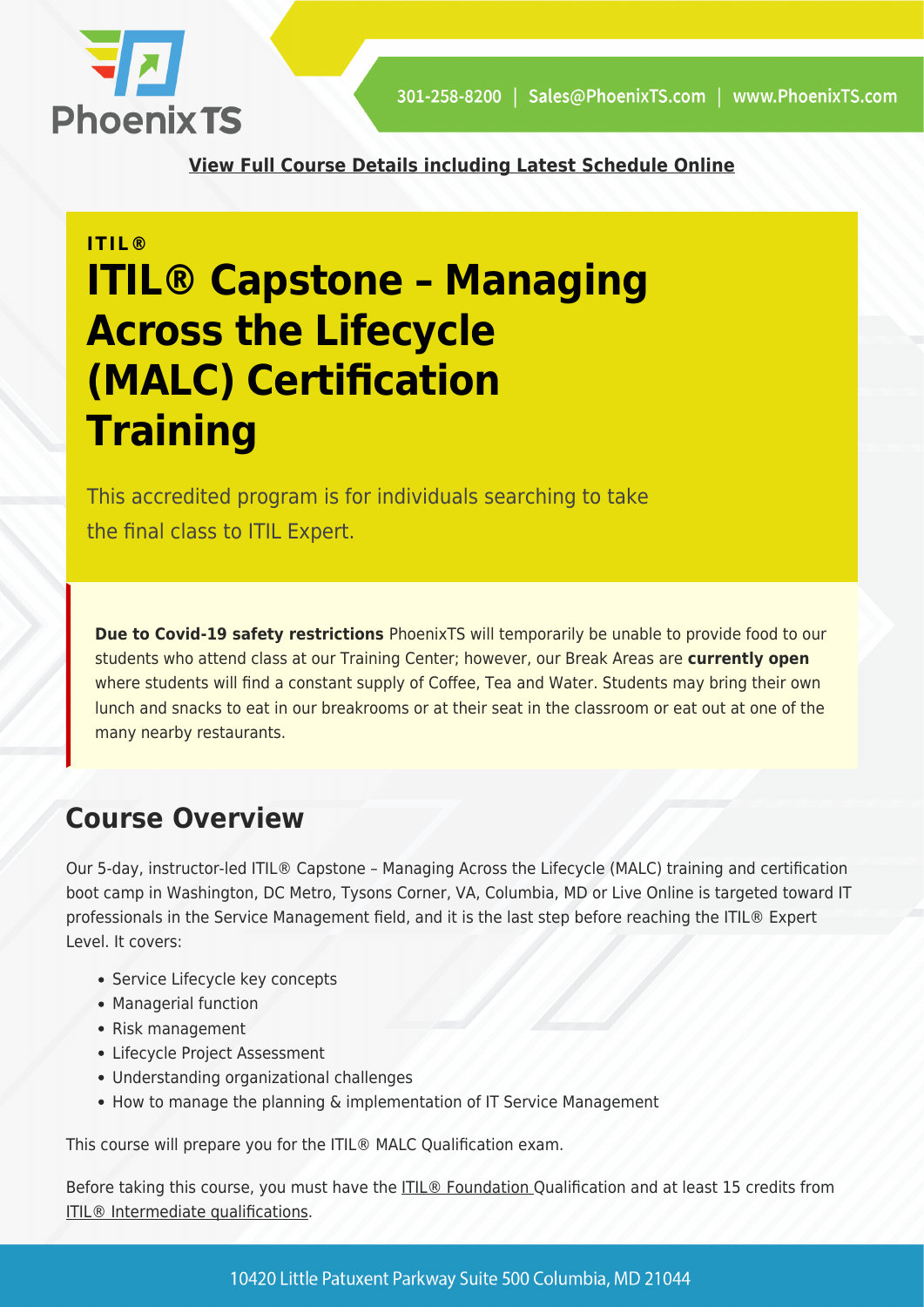View Full Course Details including Latest Schedule Online

ITIL®

# ITIL® Capstone – Managing Across the Lifecycle (MALC) Certification Training

This accredited program is for individuals searching to take the final class to ITIL Expert.

**Due to Covid-19 safety restrictions** PhoenixTS will temporarily be unable to provide food to our students who attend class at our Training Center; however, our Break Areas are **currently open** where students will find a constant supply of Coffee, Tea and Water. Students may bring their own lunch and snacks to eat in our breakrooms or at their seat in the classroom or eat out at one of the many nearby restaurants.

## Course Overview

Our 5-day, instructor-led ITIL® Capstone – Managing Across the Lifecycle (MALC) training and certification boot camp in Washington, DC Metro, Tysons Corner, VA, Columbia, MD or Live Online is targeted toward IT professionals in the Service Management field, and it is the last step before reaching the ITIL® Expert Level. It covers:

- Service Lifecycle key concepts
- Managerial function
- Risk management
- Lifecycle Project Assessment
- Understanding organizational challenges
- How to manage the planning & implementation of IT Service Management

This course will prepare you for the ITIL® MALC Qualification exam.

Before taking this course, you must have the ITIL® Foundation Qualification and at least 15 credits from ITIL® Intermediate qualifications.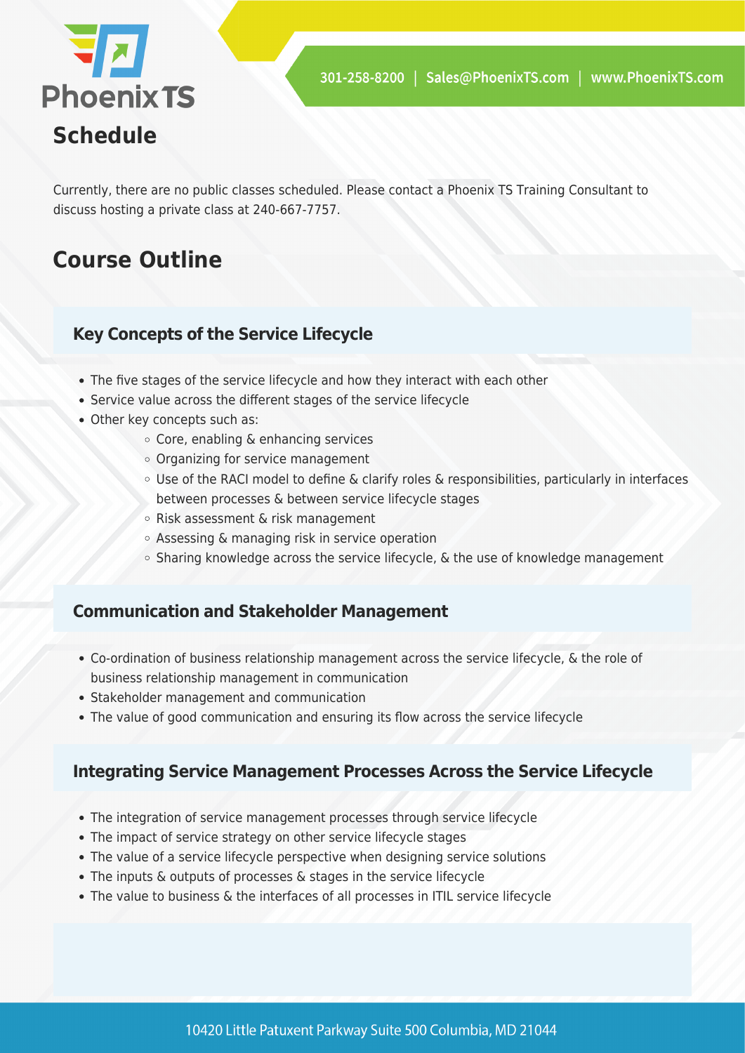## Schedule

Currently, there are no public classes scheduled. Please contact a Phoenix TS Training Consultant to discuss hosting a private class at 240-667-7757.

## Course Outline

### Key Concepts of the Service Lifecycle

- The five stages of the service lifecycle and how they interact with each other
- Service value across the different stages of the service lifecycle
- Other key concepts such as:
  - Core, enabling & enhancing services
  - Organizing for service management
  - Use of the RACI model to define & clarify roles & responsibilities, particularly in interfaces between processes & between service lifecycle stages
  - Risk assessment & risk management
  - Assessing & managing risk in service operation
  - Sharing knowledge across the service lifecycle, & the use of knowledge management

### Communication and Stakeholder Management

- Co-ordination of business relationship management across the service lifecycle, & the role of business relationship management in communication
- Stakeholder management and communication
- The value of good communication and ensuring its flow across the service lifecycle

### Integrating Service Management Processes Across the Service Lifecycle

- The integration of service management processes through service lifecycle
- The impact of service strategy on other service lifecycle stages
- The value of a service lifecycle perspective when designing service solutions
- The inputs & outputs of processes & stages in the service lifecycle
- The value to business & the interfaces of all processes in ITIL service lifecycle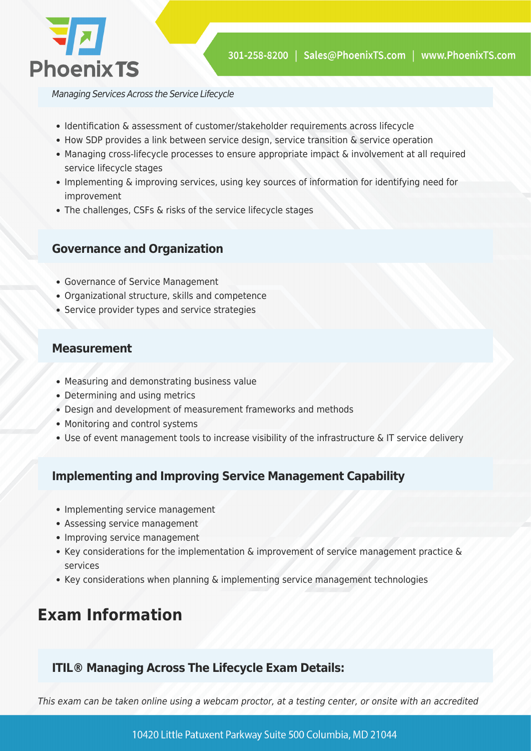*Managing Services Across the Service Lifecycle*

- Identification & assessment of customer/stakeholder requirements across lifecycle
- How SDP provides a link between service design, service transition & service operation
- Managing cross-lifecycle processes to ensure appropriate impact & involvement at all required service lifecycle stages
- Implementing & improving services, using key sources of information for identifying need for improvement
- The challenges, CSFs & risks of the service lifecycle stages

### Governance and Organization

- Governance of Service Management
- Organizational structure, skills and competence
- Service provider types and service strategies

### Measurement

- Measuring and demonstrating business value
- Determining and using metrics
- Design and development of measurement frameworks and methods
- Monitoring and control systems
- Use of event management tools to increase visibility of the infrastructure & IT service delivery

### Implementing and Improving Service Management Capability

- Implementing service management
- Assessing service management
- Improving service management
- Key considerations for the implementation & improvement of service management practice & services
- Key considerations when planning & implementing service management technologies

## Exam Information

### ITIL® Managing Across The Lifecycle Exam Details:

*This exam can be taken online using a webcam proctor, at a testing center, or onsite with an accredited*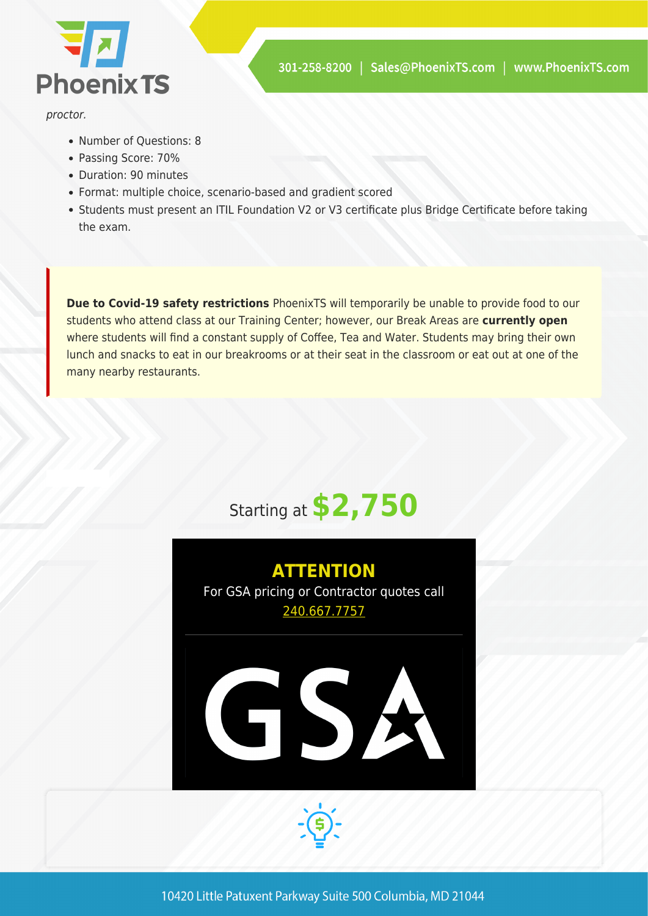*proctor.*

- Number of Questions: 8
- Passing Score: 70%
- Duration: 90 minutes
- Format: multiple choice, scenario-based and gradient scored
- Students must present an ITIL Foundation V2 or V3 certificate plus Bridge Certificate before taking the exam.

**Due to Covid-19 safety restrictions** PhoenixTS will temporarily be unable to provide food to our students who attend class at our Training Center; however, our Break Areas are **currently open** where students will find a constant supply of Coffee, Tea and Water. Students may bring their own lunch and snacks to eat in our breakrooms or at their seat in the classroom or eat out at one of the many nearby restaurants.

Starting at **$2,750**

**ATTENTION**

For GSA pricing or Contractor quotes call 240.667.7757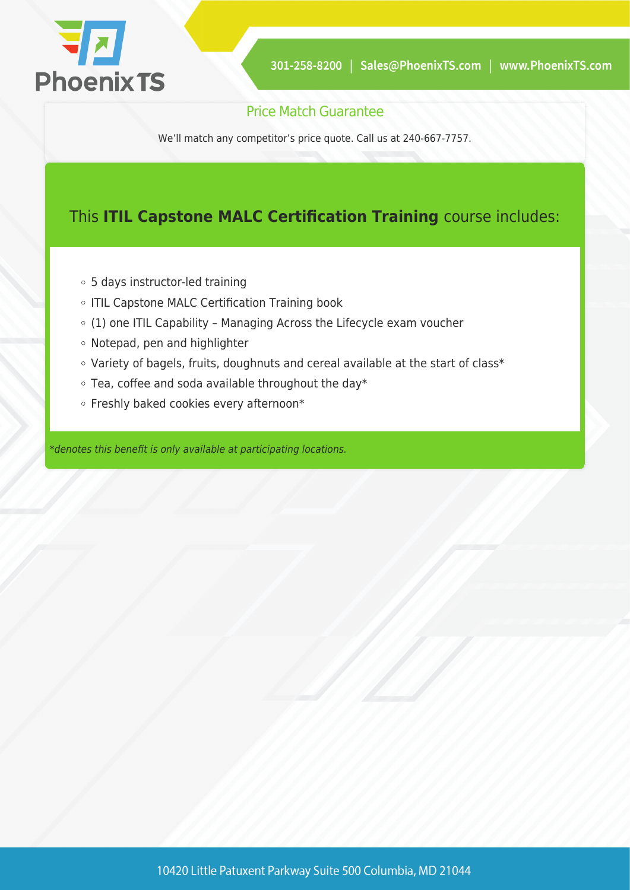## Price Match Guarantee

We'll match any competitor's price quote. Call us at 240-667-7757.

## This **ITIL Capstone MALC Certification Training** course includes:

- 5 days instructor-led training
- ITIL Capstone MALC Certification Training book
- (1) one ITIL Capability – Managing Across the Lifecycle exam voucher
- Notepad, pen and highlighter
- Variety of bagels, fruits, doughnuts and cereal available at the start of class*
- Tea, coffee and soda available throughout the day*
- Freshly baked cookies every afternoon*

*\*denotes this benefit is only available at participating locations.*